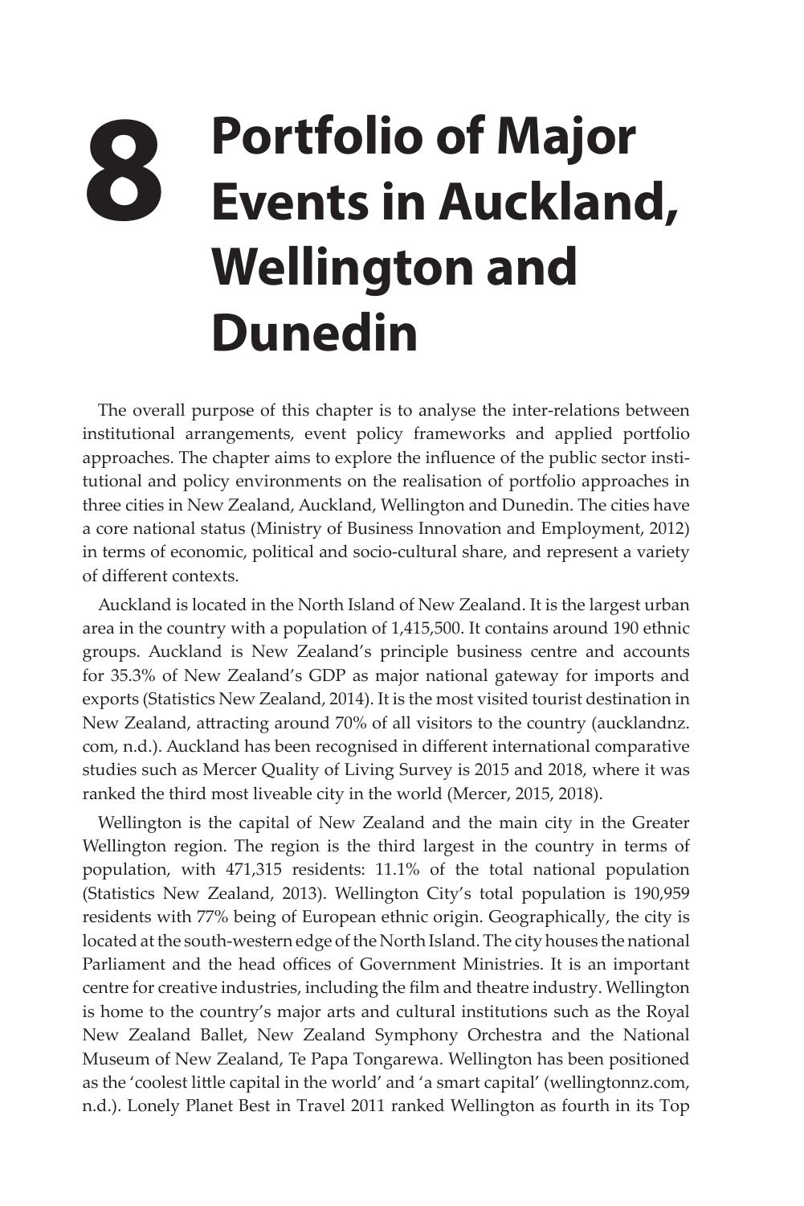# 8 Portfolio of Major Events in Auckland, Wellington and Dunedin

The overall purpose of this chapter is to analyse the inter-relations between institutional arrangements, event policy frameworks and applied portfolio approaches. The chapter aims to explore the influence of the public sector institutional and policy environments on the realisation of portfolio approaches in three cities in New Zealand, Auckland, Wellington and Dunedin. The cities have a core national status (Ministry of Business Innovation and Employment, 2012) in terms of economic, political and socio-cultural share, and represent a variety of different contexts.

Auckland is located in the North Island of New Zealand. It is the largest urban area in the country with a population of 1,415,500. It contains around 190 ethnic groups. Auckland is New Zealand's principle business centre and accounts for 35.3% of New Zealand's GDP as major national gateway for imports and exports (Statistics New Zealand, 2014). It is the most visited tourist destination in New Zealand, attracting around 70% of all visitors to the country (aucklandnz.com, n.d.). Auckland has been recognised in different international comparative studies such as Mercer Quality of Living Survey is 2015 and 2018, where it was ranked the third most liveable city in the world (Mercer, 2015, 2018).

Wellington is the capital of New Zealand and the main city in the Greater Wellington region. The region is the third largest in the country in terms of population, with 471,315 residents: 11.1% of the total national population (Statistics New Zealand, 2013). Wellington City's total population is 190,959 residents with 77% being of European ethnic origin. Geographically, the city is located at the south-western edge of the North Island. The city houses the national Parliament and the head offices of Government Ministries. It is an important centre for creative industries, including the film and theatre industry. Wellington is home to the country's major arts and cultural institutions such as the Royal New Zealand Ballet, New Zealand Symphony Orchestra and the National Museum of New Zealand, Te Papa Tongarewa. Wellington has been positioned as the 'coolest little capital in the world' and 'a smart capital' (wellingtonnz.com, n.d.). Lonely Planet Best in Travel 2011 ranked Wellington as fourth in its Top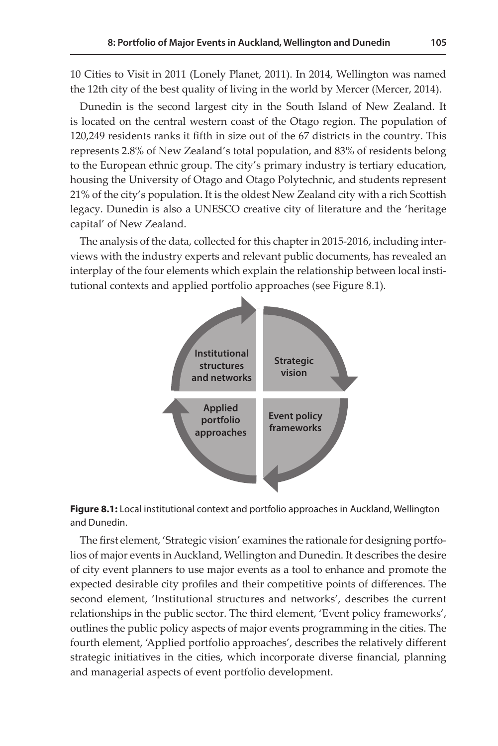10 Cities to Visit in 2011 (Lonely Planet, 2011). In 2014, Wellington was named the 12th city of the best quality of living in the world by Mercer (Mercer, 2014).

Dunedin is the second largest city in the South Island of New Zealand. It is located on the central western coast of the Otago region. The population of 120,249 residents ranks it fifth in size out of the 67 districts in the country. This represents 2.8% of New Zealand's total population, and 83% of residents belong to the European ethnic group. The city's primary industry is tertiary education, housing the University of Otago and Otago Polytechnic, and students represent 21% of the city's population. It is the oldest New Zealand city with a rich Scottish legacy. Dunedin is also a UNESCO creative city of literature and the 'heritage capital' of New Zealand.

The analysis of the data, collected for this chapter in 2015-2016, including interviews with the industry experts and relevant public documents, has revealed an interplay of the four elements which explain the relationship between local institutional contexts and applied portfolio approaches (see Figure 8.1).

Institutional structures and networks

Strategic vision

Applied portfolio approaches

Event policy frameworks

**Figure 8.1:** Local institutional context and portfolio approaches in Auckland, Wellington and Dunedin.

The first element, 'Strategic vision' examines the rationale for designing portfolios of major events in Auckland, Wellington and Dunedin. It describes the desire of city event planners to use major events as a tool to enhance and promote the expected desirable city profiles and their competitive points of differences. The second element, 'Institutional structures and networks', describes the current relationships in the public sector. The third element, 'Event policy frameworks', outlines the public policy aspects of major events programming in the cities. The fourth element, 'Applied portfolio approaches', describes the relatively different strategic initiatives in the cities, which incorporate diverse financial, planning and managerial aspects of event portfolio development.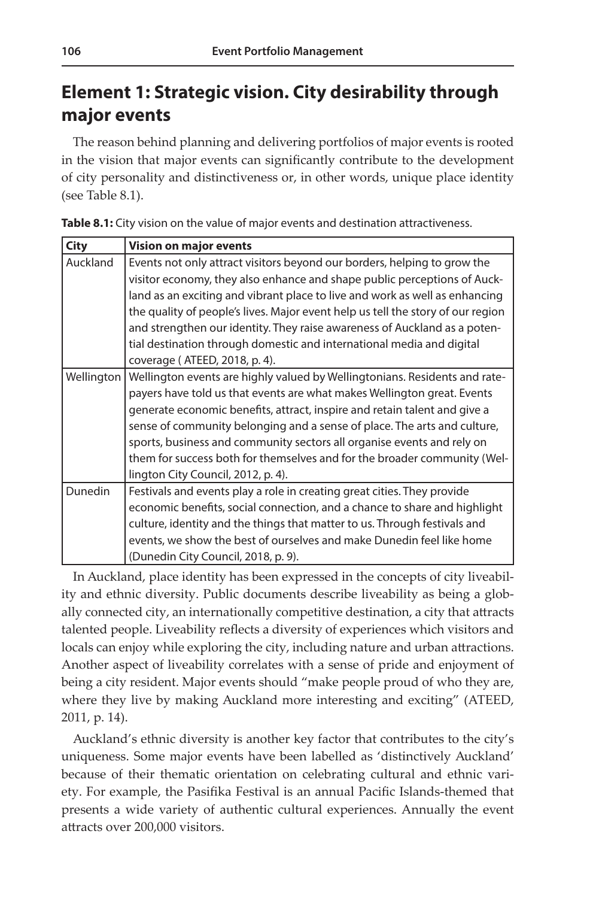## Element 1: Strategic vision. City desirability through major events

The reason behind planning and delivering portfolios of major events is rooted in the vision that major events can significantly contribute to the development of city personality and distinctiveness or, in other words, unique place identity (see Table 8.1).

**Table 8.1:** City vision on the value of major events and destination attractiveness.

| City | Vision on major events |
|---|---|
| Auckland | Events not only attract visitors beyond our borders, helping to grow the visitor economy, they also enhance and shape public perceptions of Auckland as an exciting and vibrant place to live and work as well as enhancing the quality of people's lives. Major event help us tell the story of our region and strengthen our identity. They raise awareness of Auckland as a potential destination through domestic and international media and digital coverage ( ATEED, 2018, p. 4). |
| Wellington | Wellington events are highly valued by Wellingtonians. Residents and ratepayers have told us that events are what makes Wellington great. Events generate economic benefits, attract, inspire and retain talent and give a sense of community belonging and a sense of place. The arts and culture, sports, business and community sectors all organise events and rely on them for success both for themselves and for the broader community (Wellington City Council, 2012, p. 4). |
| Dunedin | Festivals and events play a role in creating great cities. They provide economic benefits, social connection, and a chance to share and highlight culture, identity and the things that matter to us. Through festivals and events, we show the best of ourselves and make Dunedin feel like home (Dunedin City Council, 2018, p. 9). |

In Auckland, place identity has been expressed in the concepts of city liveability and ethnic diversity. Public documents describe liveability as being a globally connected city, an internationally competitive destination, a city that attracts talented people. Liveability reflects a diversity of experiences which visitors and locals can enjoy while exploring the city, including nature and urban attractions. Another aspect of liveability correlates with a sense of pride and enjoyment of being a city resident. Major events should "make people proud of who they are, where they live by making Auckland more interesting and exciting" (ATEED, 2011, p. 14).

Auckland's ethnic diversity is another key factor that contributes to the city's uniqueness. Some major events have been labelled as 'distinctively Auckland' because of their thematic orientation on celebrating cultural and ethnic variety. For example, the Pasifika Festival is an annual Pacific Islands-themed that presents a wide variety of authentic cultural experiences. Annually the event attracts over 200,000 visitors.